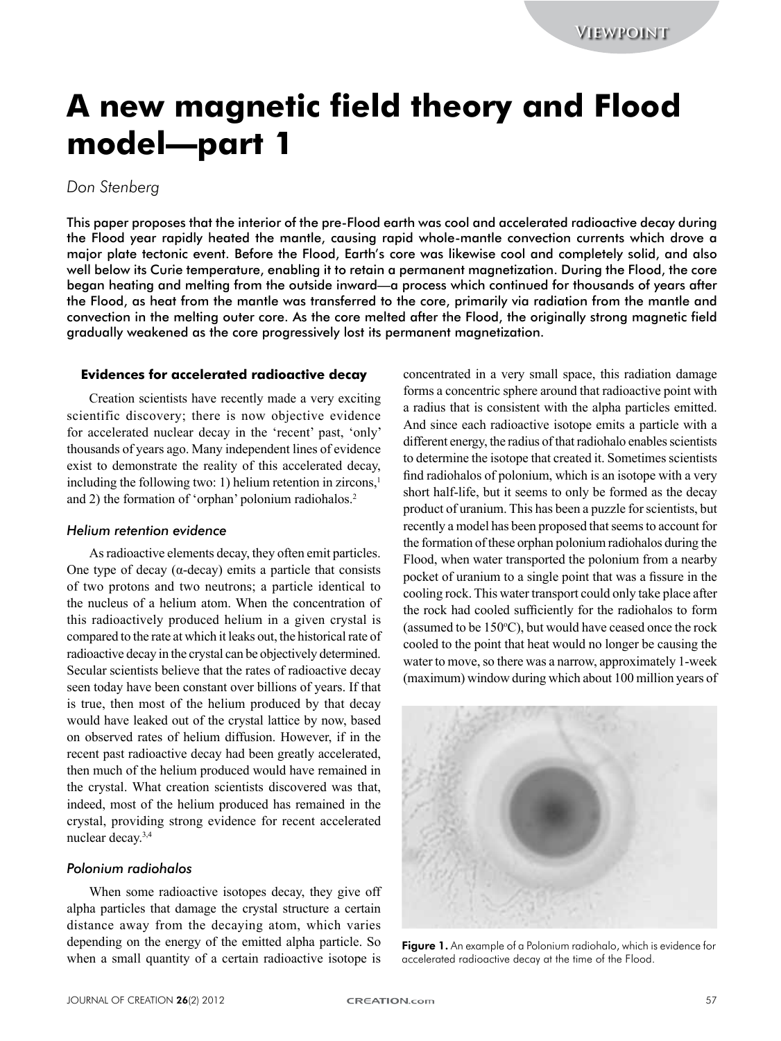# A new magnetic field theory and Flood model—part 1

*Don Stenberg*

**This paper proposes that the interior of the pre-Flood earth was cool and accelerated radioactive decay during the Flood year rapidly heated the mantle, causing rapid whole-mantle convection currents which drove a major plate tectonic event. Before the Flood, Earth's core was likewise cool and completely solid, and also well below its Curie temperature, enabling it to retain a permanent magnetization. During the Flood, the core began heating and melting from the outside inward—a process which continued for thousands of years after the Flood, as heat from the mantle was transferred to the core, primarily via radiation from the mantle and convection in the melting outer core. As the core melted after the Flood, the originally strong magnetic field gradually weakened as the core progressively lost its permanent magnetization.**

## Evidences for accelerated radioactive decay

Creation scientists have recently made a very exciting scientific discovery; there is now objective evidence for accelerated nuclear decay in the 'recent' past, 'only' thousands of years ago. Many independent lines of evidence exist to demonstrate the reality of this accelerated decay, including the following two: 1) helium retention in zircons,[1] and 2) the formation of 'orphan' polonium radiohalos.[2]

### *Helium retention evidence*

As radioactive elements decay, they often emit particles. One type of decay (α-decay) emits a particle that consists of two protons and two neutrons; a particle identical to the nucleus of a helium atom. When the concentration of this radioactively produced helium in a given crystal is compared to the rate at which it leaks out, the historical rate of radioactive decay in the crystal can be objectively determined. Secular scientists believe that the rates of radioactive decay seen today have been constant over billions of years. If that is true, then most of the helium produced by that decay would have leaked out of the crystal lattice by now, based on observed rates of helium diffusion. However, if in the recent past radioactive decay had been greatly accelerated, then much of the helium produced would have remained in the crystal. What creation scientists discovered was that, indeed, most of the helium produced has remained in the crystal, providing strong evidence for recent accelerated nuclear decay.[3,4]

### *Polonium radiohalos*

When some radioactive isotopes decay, they give off alpha particles that damage the crystal structure a certain distance away from the decaying atom, which varies depending on the energy of the emitted alpha particle. So when a small quantity of a certain radioactive isotope is concentrated in a very small space, this radiation damage forms a concentric sphere around that radioactive point with a radius that is consistent with the alpha particles emitted. And since each radioactive isotope emits a particle with a different energy, the radius of that radiohalo enables scientists to determine the isotope that created it. Sometimes scientists find radiohalos of polonium, which is an isotope with a very short half-life, but it seems to only be formed as the decay product of uranium. This has been a puzzle for scientists, but recently a model has been proposed that seems to account for the formation of these orphan polonium radiohalos during the Flood, when water transported the polonium from a nearby pocket of uranium to a single point that was a fissure in the cooling rock. This water transport could only take place after the rock had cooled sufficiently for the radiohalos to form (assumed to be 150ºC), but would have ceased once the rock cooled to the point that heat would no longer be causing the water to move, so there was a narrow, approximately 1-week (maximum) window during which about 100 million years of

**Figure 1.** An example of a Polonium radiohalo, which is evidence for accelerated radioactive decay at the time of the Flood.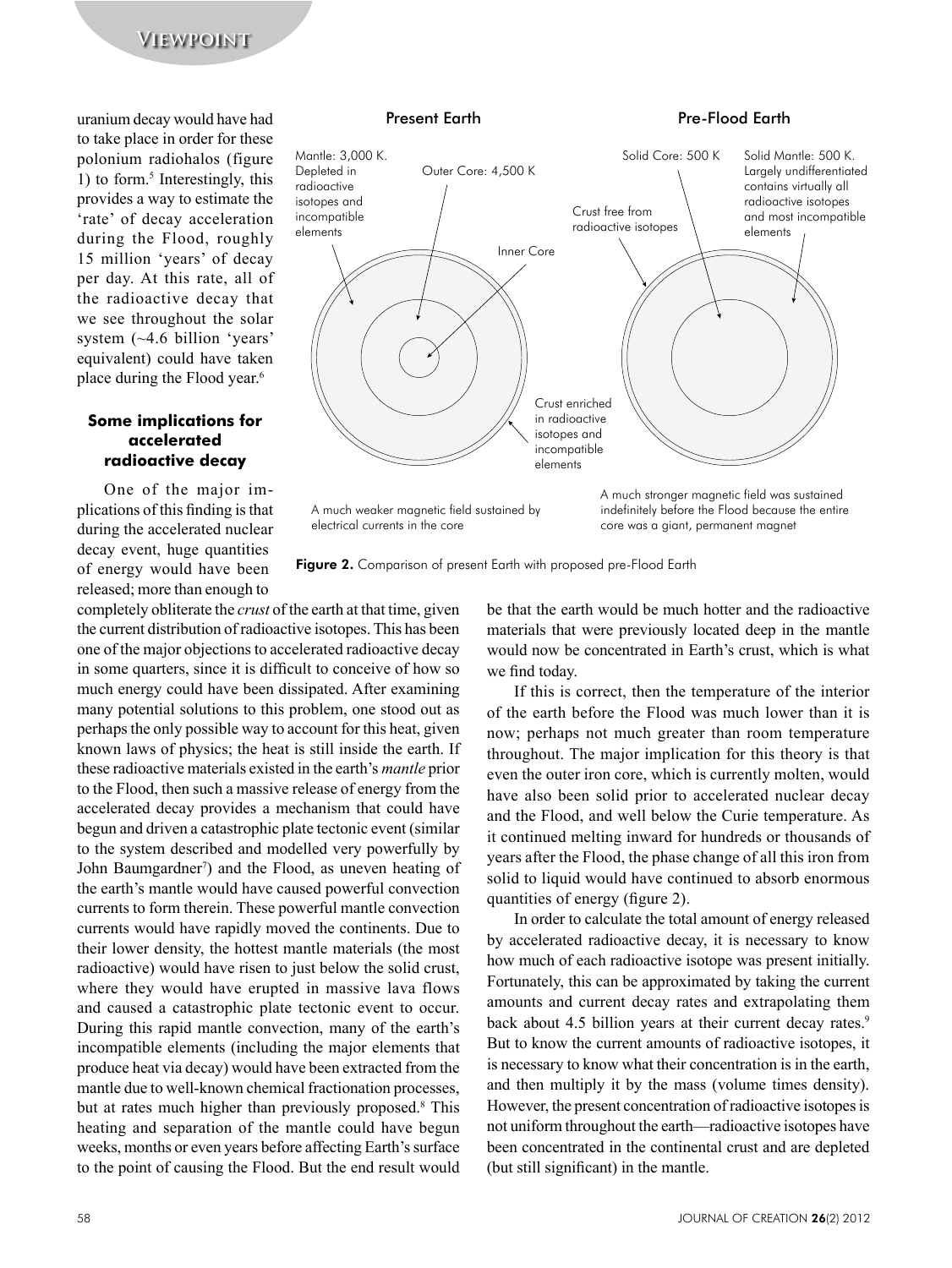uranium decay would have had to take place in order for these polonium radiohalos (figure 1) to form.[5] Interestingly, this provides a way to estimate the 'rate' of decay acceleration during the Flood, roughly 15 million 'years' of decay per day. At this rate, all of the radioactive decay that we see throughout the solar system (~4.6 billion 'years' equivalent) could have taken place during the Flood year.[6]

### Some implications for accelerated radioactive decay

One of the major implications of this finding is that during the accelerated nuclear decay event, huge quantities of energy would have been released; more than enough to completely obliterate the *crust* of the earth at that time, given the current distribution of radioactive isotopes. This has been one of the major objections to accelerated radioactive decay in some quarters, since it is difficult to conceive of how so much energy could have been dissipated. After examining many potential solutions to this problem, one stood out as perhaps the only possible way to account for this heat, given known laws of physics; the heat is still inside the earth. If these radioactive materials existed in the earth's *mantle* prior to the Flood, then such a massive release of energy from the accelerated decay provides a mechanism that could have begun and driven a catastrophic plate tectonic event (similar to the system described and modelled very powerfully by John Baumgardner[7]) and the Flood, as uneven heating of the earth's mantle would have caused powerful convection currents to form therein. These powerful mantle convection currents would have rapidly moved the continents. Due to their lower density, the hottest mantle materials (the most radioactive) would have risen to just below the solid crust, where they would have erupted in massive lava flows and caused a catastrophic plate tectonic event to occur. During this rapid mantle convection, many of the earth's incompatible elements (including the major elements that produce heat via decay) would have been extracted from the mantle due to well-known chemical fractionation processes, but at rates much higher than previously proposed.[8] This heating and separation of the mantle could have begun weeks, months or even years before affecting Earth's surface to the point of causing the Flood. But the end result would be that the earth would be much hotter and the radioactive materials that were previously located deep in the mantle would now be concentrated in Earth's crust, which is what we find today.

Present Earth — Mantle: 3,000 K. Depleted in radioactive isotopes and incompatible elements; Outer Core: 4,500 K; Inner Core; Crust enriched in radioactive isotopes and incompatible elements. A much weaker magnetic field sustained by electrical currents in the core.

Pre-Flood Earth — Solid Core: 500 K; Solid Mantle: 500 K. Largely undifferentiated contains virtually all radioactive isotopes and most incompatible elements; Crust free from radioactive isotopes. A much stronger magnetic field was sustained indefinitely before the Flood because the entire core was a giant, permanent magnet.

**Figure 2.** Comparison of present Earth with proposed pre-Flood Earth

If this is correct, then the temperature of the interior of the earth before the Flood was much lower than it is now; perhaps not much greater than room temperature throughout. The major implication for this theory is that even the outer iron core, which is currently molten, would have also been solid prior to accelerated nuclear decay and the Flood, and well below the Curie temperature. As it continued melting inward for hundreds or thousands of years after the Flood, the phase change of all this iron from solid to liquid would have continued to absorb enormous quantities of energy (figure 2).

In order to calculate the total amount of energy released by accelerated radioactive decay, it is necessary to know how much of each radioactive isotope was present initially. Fortunately, this can be approximated by taking the current amounts and current decay rates and extrapolating them back about 4.5 billion years at their current decay rates.[9] But to know the current amounts of radioactive isotopes, it is necessary to know what their concentration is in the earth, and then multiply it by the mass (volume times density). However, the present concentration of radioactive isotopes is not uniform throughout the earth—radioactive isotopes have been concentrated in the continental crust and are depleted (but still significant) in the mantle.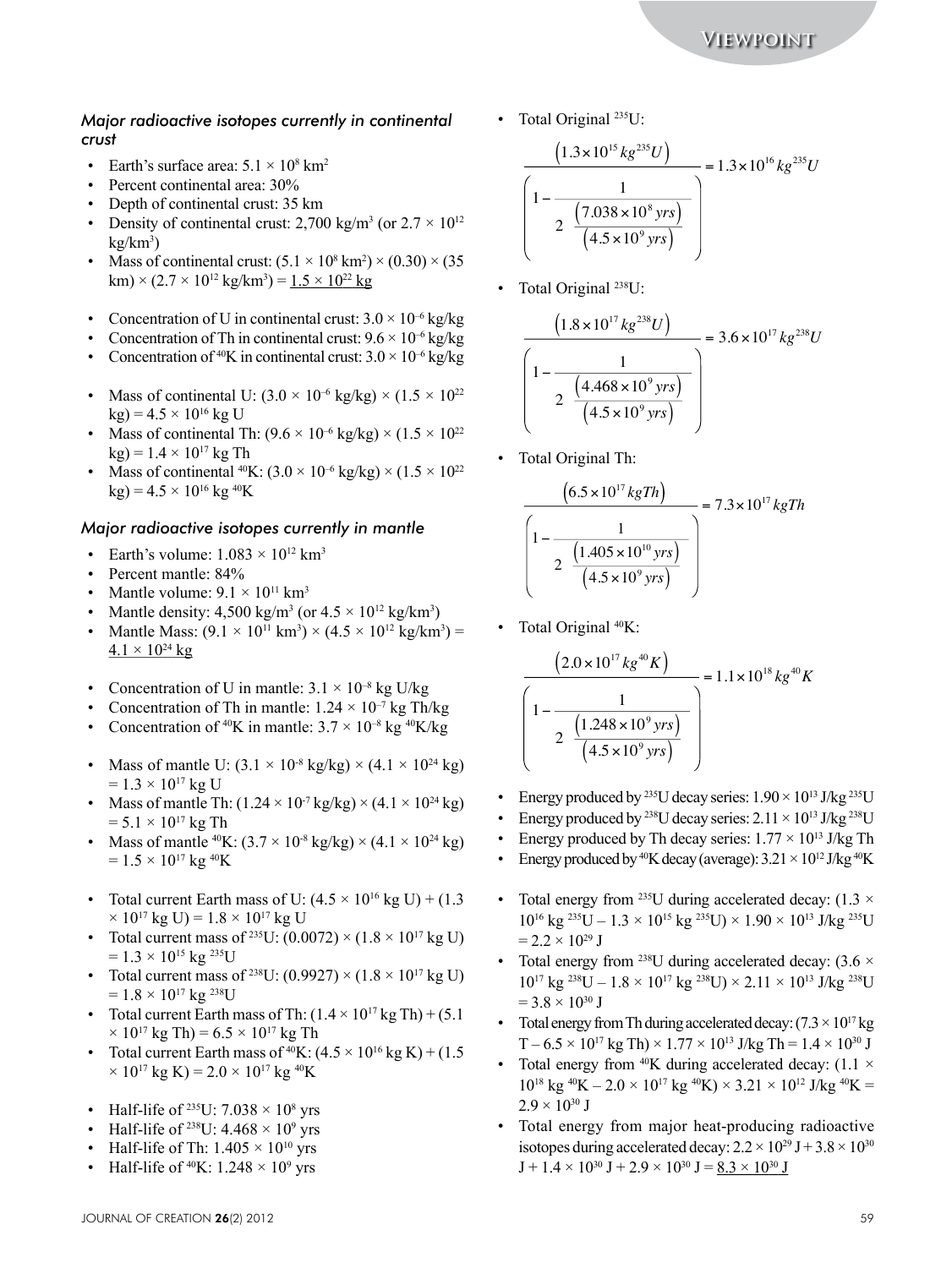### *Major radioactive isotopes currently in continental crust*

- Earth's surface area: $5.1 \times 10^{8}$ km$^{2}$
- Percent continental area: 30%
- Depth of continental crust: 35 km
- Density of continental crust: 2,700 kg/m$^{3}$ (or $2.7 \times 10^{12}$ kg/km$^{3}$)
- Mass of continental crust: ($5.1 \times 10^{8}$ km$^{2}$) × (0.30) × (35 km) × ($2.7 \times 10^{12}$ kg/km$^{3}$) = $\underline{1.5 \times 10^{22}\text{ kg}}$

- Concentration of U in continental crust: $3.0 \times 10^{-6}$ kg/kg
- Concentration of Th in continental crust: $9.6 \times 10^{-6}$ kg/kg
- Concentration of $^{40}$K in continental crust: $3.0 \times 10^{-6}$ kg/kg

- Mass of continental U: ($3.0 \times 10^{-6}$ kg/kg) × ($1.5 \times 10^{22}$ kg) = $4.5 \times 10^{16}$ kg U
- Mass of continental Th: ($9.6 \times 10^{-6}$ kg/kg) × ($1.5 \times 10^{22}$ kg) = $1.4 \times 10^{17}$ kg Th
- Mass of continental $^{40}$K: ($3.0 \times 10^{-6}$ kg/kg) × ($1.5 \times 10^{22}$ kg) = $4.5 \times 10^{16}$ kg $^{40}$K

### *Major radioactive isotopes currently in mantle*

- Earth's volume: $1.083 \times 10^{12}$ km$^{3}$
- Percent mantle: 84%
- Mantle volume: $9.1 \times 10^{11}$ km$^{3}$
- Mantle density: 4,500 kg/m$^{3}$ (or $4.5 \times 10^{12}$ kg/km$^{3}$)
- Mantle Mass: ($9.1 \times 10^{11}$ km$^{3}$) × ($4.5 \times 10^{12}$ kg/km$^{3}$) = $\underline{4.1 \times 10^{24}\text{ kg}}$

- Concentration of U in mantle: $3.1 \times 10^{-8}$ kg U/kg
- Concentration of Th in mantle: $1.24 \times 10^{-7}$ kg Th/kg
- Concentration of $^{40}$K in mantle: $3.7 \times 10^{-8}$ kg $^{40}$K/kg

- Mass of mantle U: ($3.1 \times 10^{-8}$ kg/kg) × ($4.1 \times 10^{24}$ kg) = $1.3 \times 10^{17}$ kg U
- Mass of mantle Th: ($1.24 \times 10^{-7}$ kg/kg) × ($4.1 \times 10^{24}$ kg) = $5.1 \times 10^{17}$ kg Th
- Mass of mantle $^{40}$K: ($3.7 \times 10^{-8}$ kg/kg) × ($4.1 \times 10^{24}$ kg) = $1.5 \times 10^{17}$ kg $^{40}$K

- Total current Earth mass of U: ($4.5 \times 10^{16}$ kg U) + ($1.3 \times 10^{17}$ kg U) = $1.8 \times 10^{17}$ kg U
- Total current mass of $^{235}$U: (0.0072) × ($1.8 \times 10^{17}$ kg U) = $1.3 \times 10^{15}$ kg $^{235}$U
- Total current mass of $^{238}$U: (0.9927) × ($1.8 \times 10^{17}$ kg U) = $1.8 \times 10^{17}$ kg $^{238}$U
- Total current Earth mass of Th: ($1.4 \times 10^{17}$ kg Th) + ($5.1 \times 10^{17}$ kg Th) = $6.5 \times 10^{17}$ kg Th
- Total current Earth mass of $^{40}$K: ($4.5 \times 10^{16}$ kg K) + ($1.5 \times 10^{17}$ kg K) = $2.0 \times 10^{17}$ kg $^{40}$K

- Half-life of $^{235}$U: $7.038 \times 10^{8}$ yrs
- Half-life of $^{238}$U: $4.468 \times 10^{9}$ yrs
- Half-life of Th: $1.405 \times 10^{10}$ yrs
- Half-life of $^{40}$K: $1.248 \times 10^{9}$ yrs

- Total Original $^{235}$U:

$$\frac{\left(1.3\times10^{15}\,kg^{235}U\right)}{\left(1-\dfrac{1}{2^{\frac{\left(7.038\times10^{8}\,yrs\right)}{\left(4.5\times10^{9}\,yrs\right)}}}\right)} = 1.3\times10^{16}\,kg^{235}U$$

- Total Original $^{238}$U:

$$\frac{\left(1.8\times10^{17}\,kg^{238}U\right)}{\left(1-\dfrac{1}{2^{\frac{\left(4.468\times10^{9}\,yrs\right)}{\left(4.5\times10^{9}\,yrs\right)}}}\right)} = 3.6\times10^{17}\,kg^{238}U$$

- Total Original Th:

$$\frac{\left(6.5\times10^{17}\,kgTh\right)}{\left(1-\dfrac{1}{2^{\frac{\left(1.405\times10^{10}\,yrs\right)}{\left(4.5\times10^{9}\,yrs\right)}}}\right)} = 7.3\times10^{17}\,kgTh$$

- Total Original $^{40}$K:

$$\frac{\left(2.0\times10^{17}\,kg^{40}K\right)}{\left(1-\dfrac{1}{2^{\frac{\left(1.248\times10^{9}\,yrs\right)}{\left(4.5\times10^{9}\,yrs\right)}}}\right)} = 1.1\times10^{18}\,kg^{40}K$$

- Energy produced by $^{235}$U decay series: $1.90 \times 10^{13}$ J/kg $^{235}$U
- Energy produced by $^{238}$U decay series: $2.11 \times 10^{13}$ J/kg $^{238}$U
- Energy produced by Th decay series: $1.77 \times 10^{13}$ J/kg Th
- Energy produced by $^{40}$K decay (average): $3.21 \times 10^{12}$ J/kg $^{40}$K

- Total energy from $^{235}$U during accelerated decay: ($1.3 \times 10^{16}$ kg $^{235}$U – $1.3 \times 10^{15}$ kg $^{235}$U) × $1.90 \times 10^{13}$ J/kg $^{235}$U = $2.2 \times 10^{29}$ J
- Total energy from $^{238}$U during accelerated decay: ($3.6 \times 10^{17}$ kg $^{238}$U – $1.8 \times 10^{17}$ kg $^{238}$U) × $2.11 \times 10^{13}$ J/kg $^{238}$U = $3.8 \times 10^{30}$ J
- Total energy from Th during accelerated decay: ($7.3 \times 10^{17}$ kg T – $6.5 \times 10^{17}$ kg Th) × $1.77 \times 10^{13}$ J/kg Th = $1.4 \times 10^{30}$ J
- Total energy from $^{40}$K during accelerated decay: ($1.1 \times 10^{18}$ kg $^{40}$K – $2.0 \times 10^{17}$ kg $^{40}$K) × $3.21 \times 10^{12}$ J/kg $^{40}$K = $2.9 \times 10^{30}$ J
- Total energy from major heat-producing radioactive isotopes during accelerated decay: $2.2 \times 10^{29}$ J + $3.8 \times 10^{30}$ J + $1.4 \times 10^{30}$ J + $2.9 \times 10^{30}$ J = $\underline{8.3 \times 10^{30}\text{ J}}$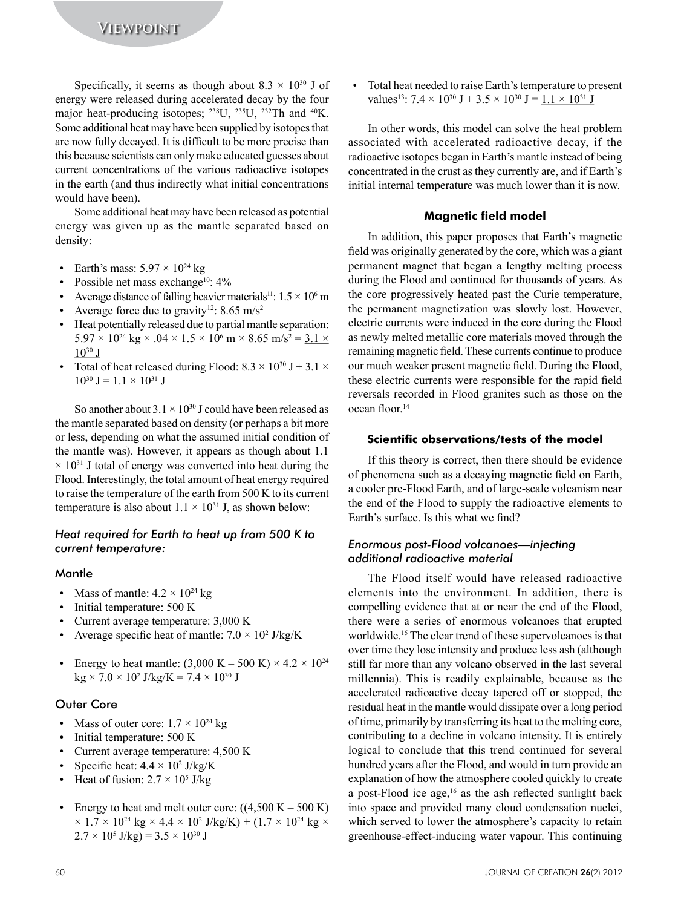Specifically, it seems as though about $8.3 \times 10^{30}$ J of energy were released during accelerated decay by the four major heat-producing isotopes; $^{238}U$, $^{235}U$, $^{232}Th$ and $^{40}K$. Some additional heat may have been supplied by isotopes that are now fully decayed. It is difficult to be more precise than this because scientists can only make educated guesses about current concentrations of the various radioactive isotopes in the earth (and thus indirectly what initial concentrations would have been).

Some additional heat may have been released as potential energy was given up as the mantle separated based on density:

- Earth's mass: $5.97 \times 10^{24}$ kg
- Possible net mass exchange[10]: 4%
- Average distance of falling heavier materials[11]: $1.5 \times 10^{6}$ m
- Average force due to gravity[12]: 8.65 m/s$^2$
- Heat potentially released due to partial mantle separation: $5.97 \times 10^{24}$ kg × .04 × $1.5 \times 10^{6}$ m × 8.65 m/s$^2$ = $\underline{3.1 \times 10^{30}\ \text{J}}$
- Total of heat released during Flood: $8.3 \times 10^{30}$ J + $3.1 \times 10^{30}$ J = $1.1 \times 10^{31}$ J

So another about $3.1 \times 10^{30}$ J could have been released as the mantle separated based on density (or perhaps a bit more or less, depending on what the assumed initial condition of the mantle was). However, it appears as though about $1.1 \times 10^{31}$ J total of energy was converted into heat during the Flood. Interestingly, the total amount of heat energy required to raise the temperature of the earth from 500 K to its current temperature is also about $1.1 \times 10^{31}$ J, as shown below:

### *Heat required for Earth to heat up from 500 K to current temperature:*

#### Mantle

- Mass of mantle: $4.2 \times 10^{24}$ kg
- Initial temperature: 500 K
- Current average temperature: 3,000 K
- Average specific heat of mantle: $7.0 \times 10^{2}$ J/kg/K
- Energy to heat mantle: (3,000 K – 500 K) × $4.2 \times 10^{24}$ kg × $7.0 \times 10^{2}$ J/kg/K = $7.4 \times 10^{30}$ J

#### Outer Core

- Mass of outer core: $1.7 \times 10^{24}$ kg
- Initial temperature: 500 K
- Current average temperature: 4,500 K
- Specific heat: $4.4 \times 10^{2}$ J/kg/K
- Heat of fusion: $2.7 \times 10^{5}$ J/kg
- Energy to heat and melt outer core: ((4,500 K – 500 K) × $1.7 \times 10^{24}$ kg × $4.4 \times 10^{2}$ J/kg/K) + ($1.7 \times 10^{24}$ kg × $2.7 \times 10^{5}$ J/kg) = $3.5 \times 10^{30}$ J
- Total heat needed to raise Earth's temperature to present values[13]: $7.4 \times 10^{30}$ J + $3.5 \times 10^{30}$ J = $\underline{1.1 \times 10^{31}\ \text{J}}$

In other words, this model can solve the heat problem associated with accelerated radioactive decay, if the radioactive isotopes began in Earth's mantle instead of being concentrated in the crust as they currently are, and if Earth's initial internal temperature was much lower than it is now.

### Magnetic field model

In addition, this paper proposes that Earth's magnetic field was originally generated by the core, which was a giant permanent magnet that began a lengthy melting process during the Flood and continued for thousands of years. As the core progressively heated past the Curie temperature, the permanent magnetization was slowly lost. However, electric currents were induced in the core during the Flood as newly melted metallic core materials moved through the remaining magnetic field. These currents continue to produce our much weaker present magnetic field. During the Flood, these electric currents were responsible for the rapid field reversals recorded in Flood granites such as those on the ocean floor.[14]

### Scientific observations/tests of the model

If this theory is correct, then there should be evidence of phenomena such as a decaying magnetic field on Earth, a cooler pre-Flood Earth, and of large-scale volcanism near the end of the Flood to supply the radioactive elements to Earth's surface. Is this what we find?

#### *Enormous post-Flood volcanoes—injecting additional radioactive material*

The Flood itself would have released radioactive elements into the environment. In addition, there is compelling evidence that at or near the end of the Flood, there were a series of enormous volcanoes that erupted worldwide.[15] The clear trend of these supervolcanoes is that over time they lose intensity and produce less ash (although still far more than any volcano observed in the last several millennia). This is readily explainable, because as the accelerated radioactive decay tapered off or stopped, the residual heat in the mantle would dissipate over a long period of time, primarily by transferring its heat to the melting core, contributing to a decline in volcano intensity. It is entirely logical to conclude that this trend continued for several hundred years after the Flood, and would in turn provide an explanation of how the atmosphere cooled quickly to create a post-Flood ice age,[16] as the ash reflected sunlight back into space and provided many cloud condensation nuclei, which served to lower the atmosphere's capacity to retain greenhouse-effect-inducing water vapour. This continuing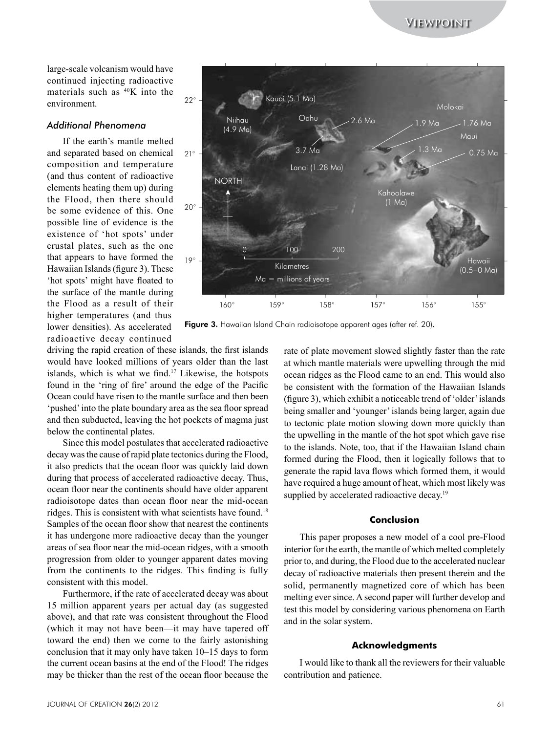large-scale volcanism would have continued injecting radioactive materials such as $^{40}K$ into the environment.

### *Additional Phenomena*

If the earth's mantle melted and separated based on chemical composition and temperature (and thus content of radioactive elements heating them up) during the Flood, then there should be some evidence of this. One possible line of evidence is the existence of 'hot spots' under crustal plates, such as the one that appears to have formed the Hawaiian Islands (figure 3). These 'hot spots' might have floated to the surface of the mantle during the Flood as a result of their higher temperatures (and thus lower densities). As accelerated radioactive decay continued driving the rapid creation of these islands, the first islands would have looked millions of years older than the last islands, which is what we find.[17] Likewise, the hotspots found in the 'ring of fire' around the edge of the Pacific Ocean could have risen to the mantle surface and then been 'pushed' into the plate boundary area as the sea floor spread and then subducted, leaving the hot pockets of magma just below the continental plates.

Since this model postulates that accelerated radioactive decay was the cause of rapid plate tectonics during the Flood, it also predicts that the ocean floor was quickly laid down during that process of accelerated radioactive decay. Thus, ocean floor near the continents should have older apparent radioisotope dates than ocean floor near the mid-ocean ridges. This is consistent with what scientists have found.[18] Samples of the ocean floor show that nearest the continents it has undergone more radioactive decay than the younger areas of sea floor near the mid-ocean ridges, with a smooth progression from older to younger apparent dates moving from the continents to the ridges. This finding is fully consistent with this model.

Furthermore, if the rate of accelerated decay was about 15 million apparent years per actual day (as suggested above), and that rate was consistent throughout the Flood (which it may not have been—it may have tapered off toward the end) then we come to the fairly astonishing conclusion that it may only have taken 10–15 days to form the current ocean basins at the end of the Flood! The ridges may be thicker than the rest of the ocean floor because the rate of plate movement slowed slightly faster than the rate at which mantle materials were upwelling through the mid ocean ridges as the Flood came to an end. This would also be consistent with the formation of the Hawaiian Islands (figure 3), which exhibit a noticeable trend of 'older' islands being smaller and 'younger' islands being larger, again due to tectonic plate motion slowing down more quickly than the upwelling in the mantle of the hot spot which gave rise to the islands. Note, too, that if the Hawaiian Island chain formed during the Flood, then it logically follows that to generate the rapid lava flows which formed them, it would have required a huge amount of heat, which most likely was supplied by accelerated radioactive decay.[19]

**Figure 3.** Hawaiian Island Chain radioisotope apparent ages (after ref. 20).

## Conclusion

This paper proposes a new model of a cool pre-Flood interior for the earth, the mantle of which melted completely prior to, and during, the Flood due to the accelerated nuclear decay of radioactive materials then present therein and the solid, permanently magnetized core of which has been melting ever since. A second paper will further develop and test this model by considering various phenomena on Earth and in the solar system.

## Acknowledgments

I would like to thank all the reviewers for their valuable contribution and patience.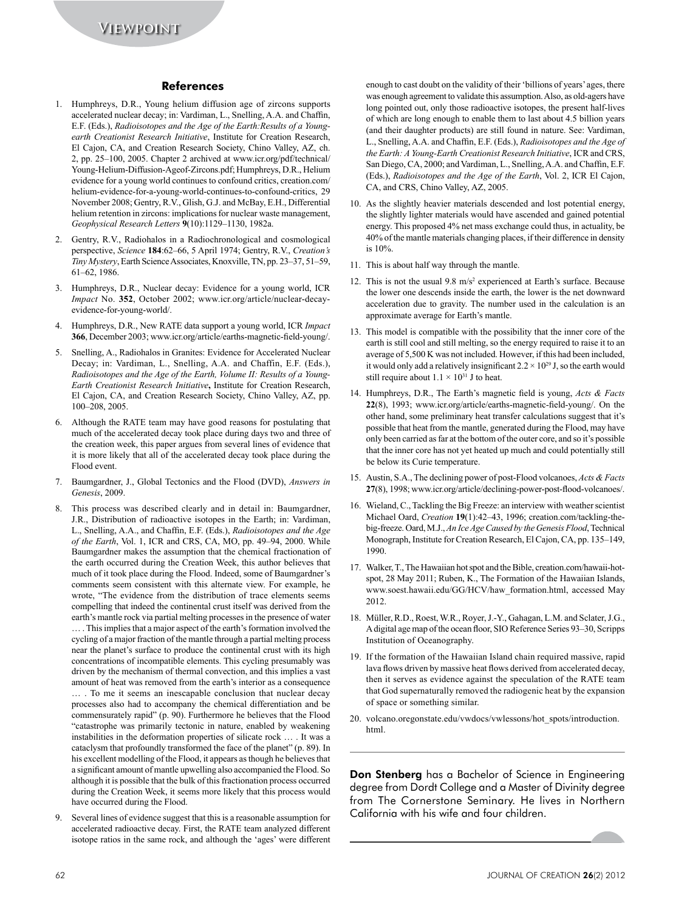## References

1. Humphreys, D.R., Young helium diffusion age of zircons supports accelerated nuclear decay; in: Vardiman, L., Snelling, A.A. and Chaffin, E.F. (Eds.), *Radioisotopes and the Age of the Earth:Results of a Young-earth Creationist Research Initiative*, Institute for Creation Research, El Cajon, CA, and Creation Research Society, Chino Valley, AZ, ch. 2, pp. 25–100, 2005. Chapter 2 archived at www.icr.org/pdf/technical/Young-Helium-Diffusion-Ageof-Zircons.pdf; Humphreys, D.R., Helium evidence for a young world continues to confound critics, creation.com/helium-evidence-for-a-young-world-continues-to-confound-critics, 29 November 2008; Gentry, R.V., Glish, G.J. and McBay, E.H., Differential helium retention in zircons: implications for nuclear waste management, *Geophysical Research Letters* **9**(10):1129–1130, 1982a.

2. Gentry, R.V., Radiohalos in a Radiochronological and cosmological perspective, *Science* **184**:62–66, 5 April 1974; Gentry, R.V., *Creation's Tiny Mystery*, Earth Science Associates, Knoxville, TN, pp. 23–37, 51–59, 61–62, 1986.

3. Humphreys, D.R., Nuclear decay: Evidence for a young world, ICR *Impact* No. **352**, October 2002; www.icr.org/article/nuclear-decay-evidence-for-young-world/.

4. Humphreys, D.R., New RATE data support a young world, ICR *Impact* **366**, December 2003; www.icr.org/article/earths-magnetic-field-young/.

5. Snelling, A., Radiohalos in Granites: Evidence for Accelerated Nuclear Decay; in: Vardiman, L., Snelling, A.A. and Chaffin, E.F. (Eds.), *Radioisotopes and the Age of the Earth, Volume II: Results of a Young-Earth Creationist Research Initiative***,** Institute for Creation Research, El Cajon, CA, and Creation Research Society, Chino Valley, AZ, pp. 100–208, 2005.

6. Although the RATE team may have good reasons for postulating that much of the accelerated decay took place during days two and three of the creation week, this paper argues from several lines of evidence that it is more likely that all of the accelerated decay took place during the Flood event.

7. Baumgardner, J., Global Tectonics and the Flood (DVD), *Answers in Genesis*, 2009.

8. This process was described clearly and in detail in: Baumgardner, J.R., Distribution of radioactive isotopes in the Earth; in: Vardiman, L., Snelling, A.A., and Chaffin, E.F. (Eds.), *Radioisotopes and the Age of the Earth*, Vol. 1, ICR and CRS, CA, MO, pp. 49–94, 2000. While Baumgardner makes the assumption that the chemical fractionation of the earth occurred during the Creation Week, this author believes that much of it took place during the Flood. Indeed, some of Baumgardner's comments seem consistent with this alternate view. For example, he wrote, "The evidence from the distribution of trace elements seems compelling that indeed the continental crust itself was derived from the earth's mantle rock via partial melting processes in the presence of water … . This implies that a major aspect of the earth's formation involved the cycling of a major fraction of the mantle through a partial melting process near the planet's surface to produce the continental crust with its high concentrations of incompatible elements. This cycling presumably was driven by the mechanism of thermal convection, and this implies a vast amount of heat was removed from the earth's interior as a consequence … . To me it seems an inescapable conclusion that nuclear decay processes also had to accompany the chemical differentiation and be commensurately rapid" (p. 90). Furthermore he believes that the Flood "catastrophe was primarily tectonic in nature, enabled by weakening instabilities in the deformation properties of silicate rock … . It was a cataclysm that profoundly transformed the face of the planet" (p. 89). In his excellent modelling of the Flood, it appears as though he believes that a significant amount of mantle upwelling also accompanied the Flood. So although it is possible that the bulk of this fractionation process occurred during the Creation Week, it seems more likely that this process would have occurred during the Flood.

9. Several lines of evidence suggest that this is a reasonable assumption for accelerated radioactive decay. First, the RATE team analyzed different isotope ratios in the same rock, and although the 'ages' were different enough to cast doubt on the validity of their 'billions of years' ages, there was enough agreement to validate this assumption. Also, as old-agers have long pointed out, only those radioactive isotopes, the present half-lives of which are long enough to enable them to last about 4.5 billion years (and their daughter products) are still found in nature. See: Vardiman, L., Snelling, A.A. and Chaffin, E.F. (Eds.), *Radioisotopes and the Age of the Earth: A Young-Earth Creationist Research Initiative*, ICR and CRS, San Diego, CA, 2000; and Vardiman, L., Snelling, A.A. and Chaffin, E.F. (Eds.), *Radioisotopes and the Age of the Earth*, Vol. 2, ICR El Cajon, CA, and CRS, Chino Valley, AZ, 2005.

10. As the slightly heavier materials descended and lost potential energy, the slightly lighter materials would have ascended and gained potential energy. This proposed 4% net mass exchange could thus, in actuality, be 40% of the mantle materials changing places, if their difference in density is 10%.

11. This is about half way through the mantle.

12. This is not the usual 9.8 $m/s^2$ experienced at Earth's surface. Because the lower one descends inside the earth, the lower is the net downward acceleration due to gravity. The number used in the calculation is an approximate average for Earth's mantle.

13. This model is compatible with the possibility that the inner core of the earth is still cool and still melting, so the energy required to raise it to an average of 5,500 K was not included. However, if this had been included, it would only add a relatively insignificant $2.2 \times 10^{29}$ J, so the earth would still require about $1.1 \times 10^{31}$ J to heat.

14. Humphreys, D.R., The Earth's magnetic field is young, *Acts & Facts* **22**(8), 1993; www.icr.org/article/earths-magnetic-field-young/. On the other hand, some preliminary heat transfer calculations suggest that it's possible that heat from the mantle, generated during the Flood, may have only been carried as far at the bottom of the outer core, and so it's possible that the inner core has not yet heated up much and could potentially still be below its Curie temperature.

15. Austin, S.A., The declining power of post-Flood volcanoes, *Acts & Facts* **27**(8), 1998; www.icr.org/article/declining-power-post-flood-volcanoes/.

16. Wieland, C., Tackling the Big Freeze: an interview with weather scientist Michael Oard, *Creation* **19**(1):42–43, 1996; creation.com/tackling-the-big-freeze. Oard, M.J., *An Ice Age Caused by the Genesis Flood*, Technical Monograph, Institute for Creation Research, El Cajon, CA, pp. 135–149, 1990.

17. Walker, T., The Hawaiian hot spot and the Bible, creation.com/hawaii-hot-spot, 28 May 2011; Ruben, K., The Formation of the Hawaiian Islands, www.soest.hawaii.edu/GG/HCV/haw_formation.html, accessed May 2012.

18. Müller, R.D., Roest, W.R., Royer, J.-Y., Gahagan, L.M. and Sclater, J.G., A digital age map of the ocean floor, SIO Reference Series 93–30, Scripps Institution of Oceanography.

19. If the formation of the Hawaiian Island chain required massive, rapid lava flows driven by massive heat flows derived from accelerated decay, then it serves as evidence against the speculation of the RATE team that God supernaturally removed the radiogenic heat by the expansion of space or something similar.

20. volcano.oregonstate.edu/vwdocs/vwlessons/hot_spots/introduction.html.

---

**Don Stenberg** has a Bachelor of Science in Engineering degree from Dordt College and a Master of Divinity degree from The Cornerstone Seminary. He lives in Northern California with his wife and four children.